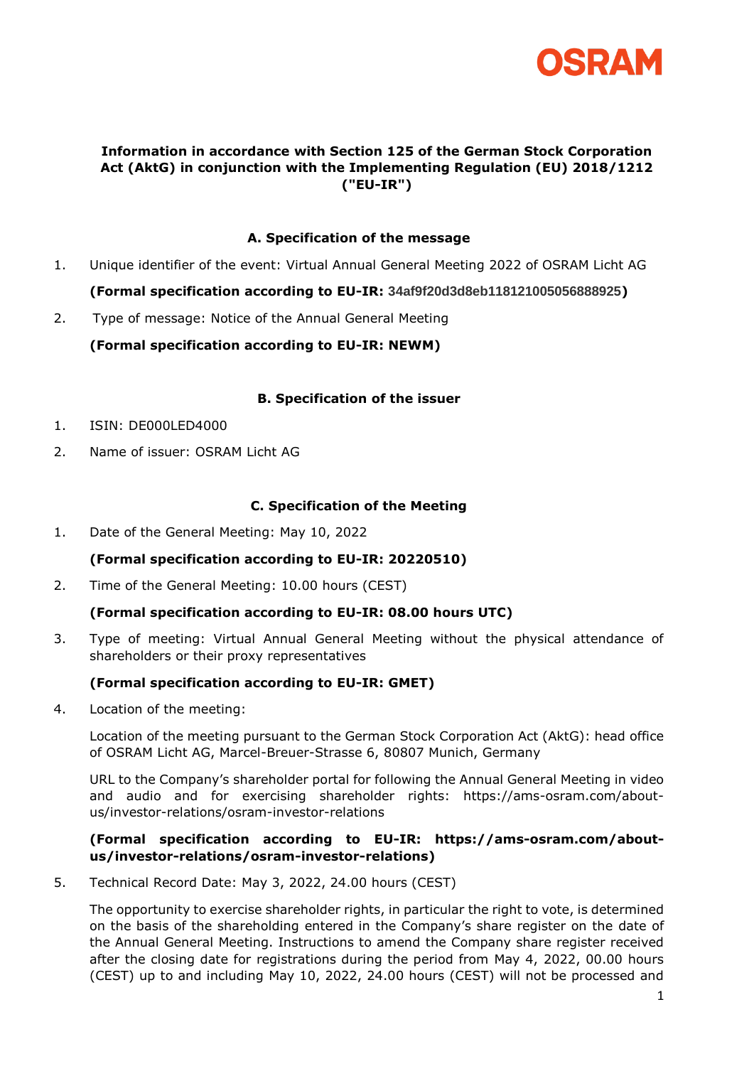**Information in accordance with Section 125 of the German Stock Corporation Act (AktG) in conjunction with the Implementing Regulation (EU) 2018/1212 ("EU-IR")**

### A. Specification of the message

1. Unique identifier of the event: Virtual Annual General Meeting 2022 of OSRAM Licht AG

   **(Formal specification according to EU-IR: 34af9f20d3d8eb118121005056888925)**

2. Type of message: Notice of the Annual General Meeting

   **(Formal specification according to EU-IR: NEWM)**

### B. Specification of the issuer

1. ISIN: DE000LED4000
2. Name of issuer: OSRAM Licht AG

### C. Specification of the Meeting

1. Date of the General Meeting: May 10, 2022

   **(Formal specification according to EU-IR: 20220510)**

2. Time of the General Meeting: 10.00 hours (CEST)

   **(Formal specification according to EU-IR: 08.00 hours UTC)**

3. Type of meeting: Virtual Annual General Meeting without the physical attendance of shareholders or their proxy representatives

   **(Formal specification according to EU-IR: GMET)**

4. Location of the meeting:

   Location of the meeting pursuant to the German Stock Corporation Act (AktG): head office of OSRAM Licht AG, Marcel-Breuer-Strasse 6, 80807 Munich, Germany

   URL to the Company's shareholder portal for following the Annual General Meeting in video and audio and for exercising shareholder rights: https://ams-osram.com/about-us/investor-relations/osram-investor-relations

   **(Formal specification according to EU-IR: https://ams-osram.com/about-us/investor-relations/osram-investor-relations)**

5. Technical Record Date: May 3, 2022, 24.00 hours (CEST)

   The opportunity to exercise shareholder rights, in particular the right to vote, is determined on the basis of the shareholding entered in the Company's share register on the date of the Annual General Meeting. Instructions to amend the Company share register received after the closing date for registrations during the period from May 4, 2022, 00.00 hours (CEST) up to and including May 10, 2022, 24.00 hours (CEST) will not be processed and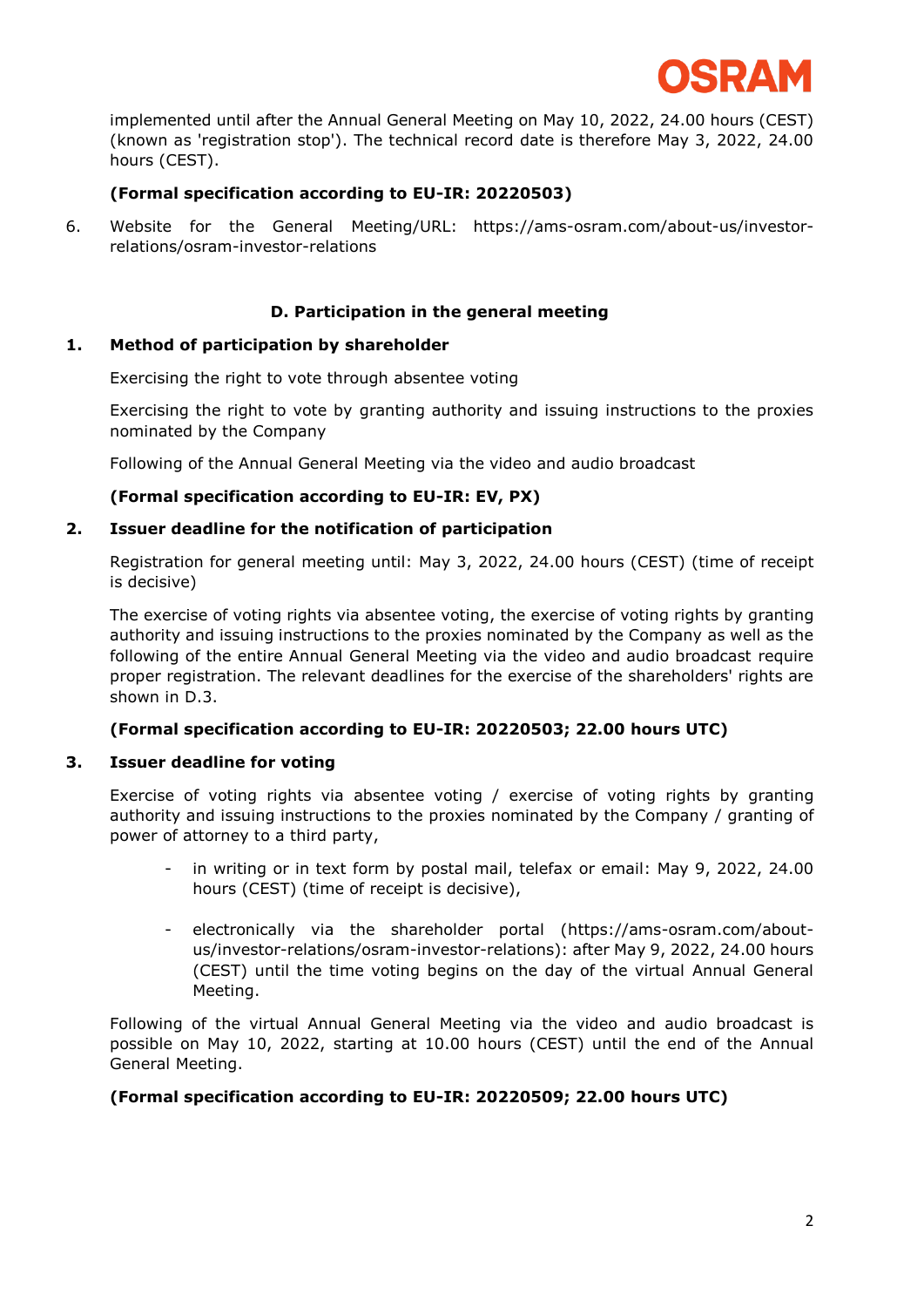implemented until after the Annual General Meeting on May 10, 2022, 24.00 hours (CEST) (known as 'registration stop'). The technical record date is therefore May 3, 2022, 24.00 hours (CEST).

**(Formal specification according to EU-IR: 20220503)**

6. Website for the General Meeting/URL: https://ams-osram.com/about-us/investor-relations/osram-investor-relations

## D. Participation in the general meeting

### 1. Method of participation by shareholder

Exercising the right to vote through absentee voting

Exercising the right to vote by granting authority and issuing instructions to the proxies nominated by the Company

Following of the Annual General Meeting via the video and audio broadcast

**(Formal specification according to EU-IR: EV, PX)**

### 2. Issuer deadline for the notification of participation

Registration for general meeting until: May 3, 2022, 24.00 hours (CEST) (time of receipt is decisive)

The exercise of voting rights via absentee voting, the exercise of voting rights by granting authority and issuing instructions to the proxies nominated by the Company as well as the following of the entire Annual General Meeting via the video and audio broadcast require proper registration. The relevant deadlines for the exercise of the shareholders' rights are shown in D.3.

**(Formal specification according to EU-IR: 20220503; 22.00 hours UTC)**

### 3. Issuer deadline for voting

Exercise of voting rights via absentee voting / exercise of voting rights by granting authority and issuing instructions to the proxies nominated by the Company / granting of power of attorney to a third party,

- in writing or in text form by postal mail, telefax or email: May 9, 2022, 24.00 hours (CEST) (time of receipt is decisive),
- electronically via the shareholder portal (https://ams-osram.com/about-us/investor-relations/osram-investor-relations): after May 9, 2022, 24.00 hours (CEST) until the time voting begins on the day of the virtual Annual General Meeting.

Following of the virtual Annual General Meeting via the video and audio broadcast is possible on May 10, 2022, starting at 10.00 hours (CEST) until the end of the Annual General Meeting.

**(Formal specification according to EU-IR: 20220509; 22.00 hours UTC)**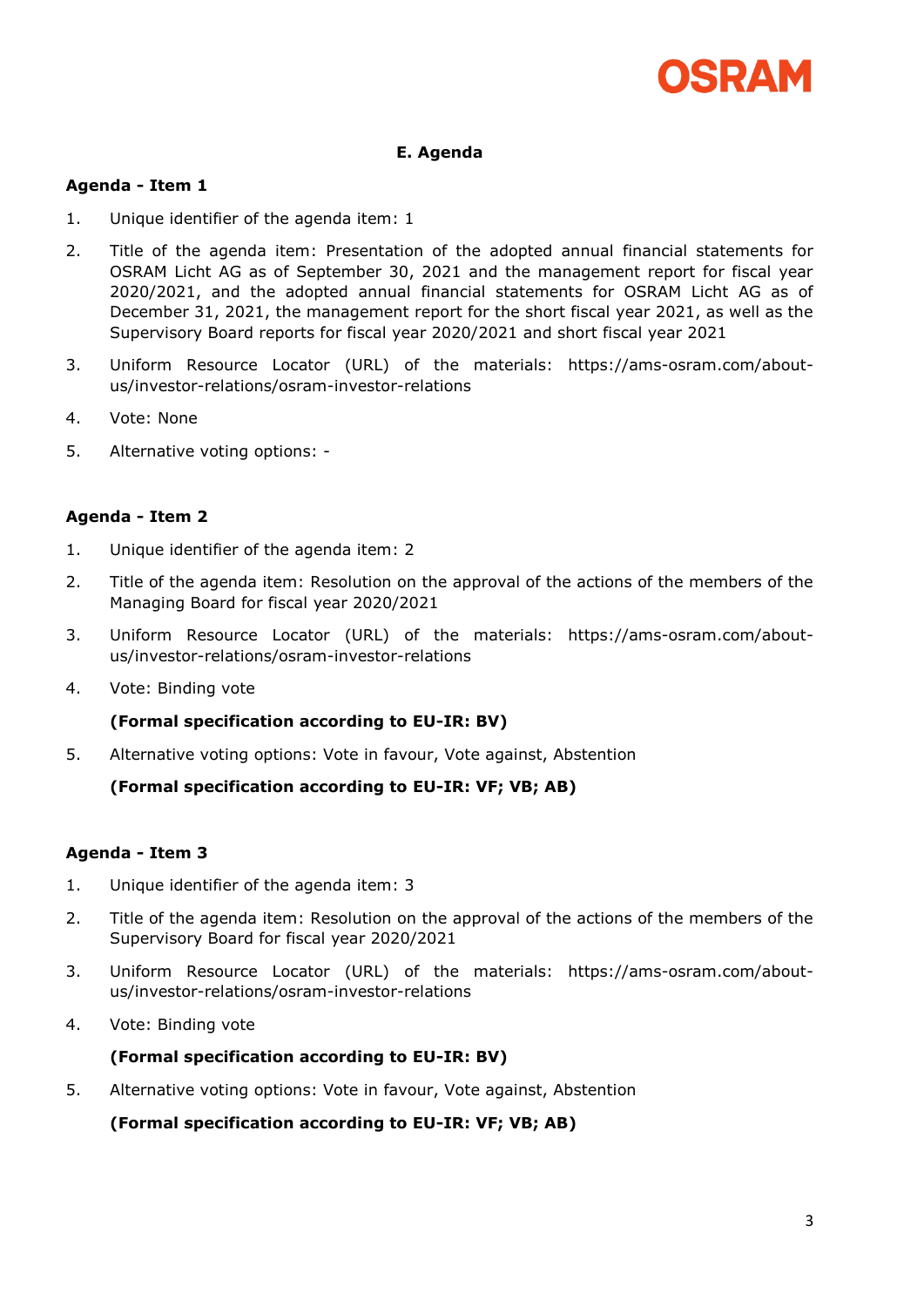## E. Agenda

### Agenda - Item 1

1. Unique identifier of the agenda item: 1
2. Title of the agenda item: Presentation of the adopted annual financial statements for OSRAM Licht AG as of September 30, 2021 and the management report for fiscal year 2020/2021, and the adopted annual financial statements for OSRAM Licht AG as of December 31, 2021, the management report for the short fiscal year 2021, as well as the Supervisory Board reports for fiscal year 2020/2021 and short fiscal year 2021
3. Uniform Resource Locator (URL) of the materials: https://ams-osram.com/about-us/investor-relations/osram-investor-relations
4. Vote: None
5. Alternative voting options: -

### Agenda - Item 2

1. Unique identifier of the agenda item: 2
2. Title of the agenda item: Resolution on the approval of the actions of the members of the Managing Board for fiscal year 2020/2021
3. Uniform Resource Locator (URL) of the materials: https://ams-osram.com/about-us/investor-relations/osram-investor-relations
4. Vote: Binding vote

   **(Formal specification according to EU-IR: BV)**
5. Alternative voting options: Vote in favour, Vote against, Abstention

   **(Formal specification according to EU-IR: VF; VB; AB)**

### Agenda - Item 3

1. Unique identifier of the agenda item: 3
2. Title of the agenda item: Resolution on the approval of the actions of the members of the Supervisory Board for fiscal year 2020/2021
3. Uniform Resource Locator (URL) of the materials: https://ams-osram.com/about-us/investor-relations/osram-investor-relations
4. Vote: Binding vote

   **(Formal specification according to EU-IR: BV)**
5. Alternative voting options: Vote in favour, Vote against, Abstention

   **(Formal specification according to EU-IR: VF; VB; AB)**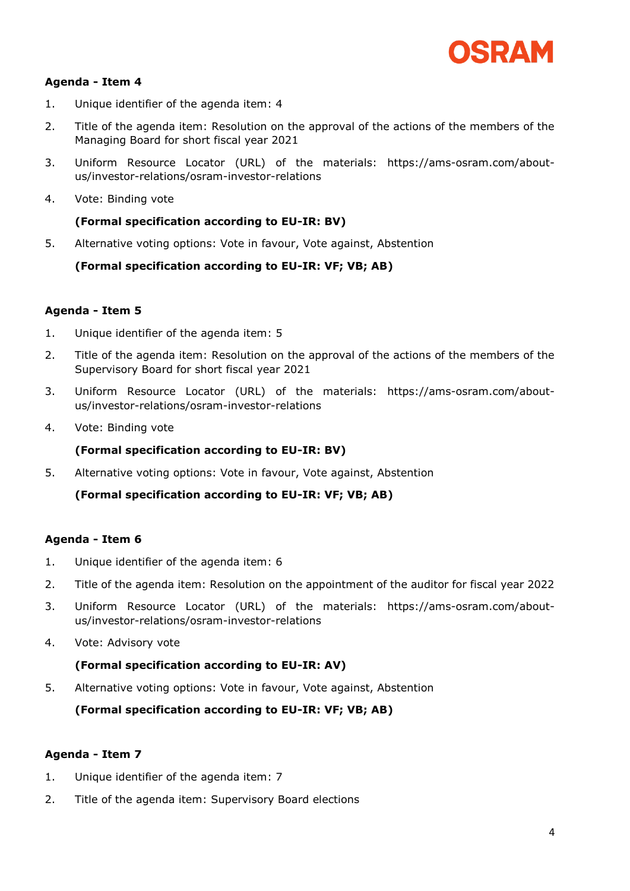**Agenda - Item 4**

1. Unique identifier of the agenda item: 4
2. Title of the agenda item: Resolution on the approval of the actions of the members of the Managing Board for short fiscal year 2021
3. Uniform Resource Locator (URL) of the materials: https://ams-osram.com/about-us/investor-relations/osram-investor-relations
4. Vote: Binding vote

   **(Formal specification according to EU-IR: BV)**

5. Alternative voting options: Vote in favour, Vote against, Abstention

   **(Formal specification according to EU-IR: VF; VB; AB)**

**Agenda - Item 5**

1. Unique identifier of the agenda item: 5
2. Title of the agenda item: Resolution on the approval of the actions of the members of the Supervisory Board for short fiscal year 2021
3. Uniform Resource Locator (URL) of the materials: https://ams-osram.com/about-us/investor-relations/osram-investor-relations
4. Vote: Binding vote

   **(Formal specification according to EU-IR: BV)**

5. Alternative voting options: Vote in favour, Vote against, Abstention

   **(Formal specification according to EU-IR: VF; VB; AB)**

**Agenda - Item 6**

1. Unique identifier of the agenda item: 6
2. Title of the agenda item: Resolution on the appointment of the auditor for fiscal year 2022
3. Uniform Resource Locator (URL) of the materials: https://ams-osram.com/about-us/investor-relations/osram-investor-relations
4. Vote: Advisory vote

   **(Formal specification according to EU-IR: AV)**

5. Alternative voting options: Vote in favour, Vote against, Abstention

   **(Formal specification according to EU-IR: VF; VB; AB)**

**Agenda - Item 7**

1. Unique identifier of the agenda item: 7
2. Title of the agenda item: Supervisory Board elections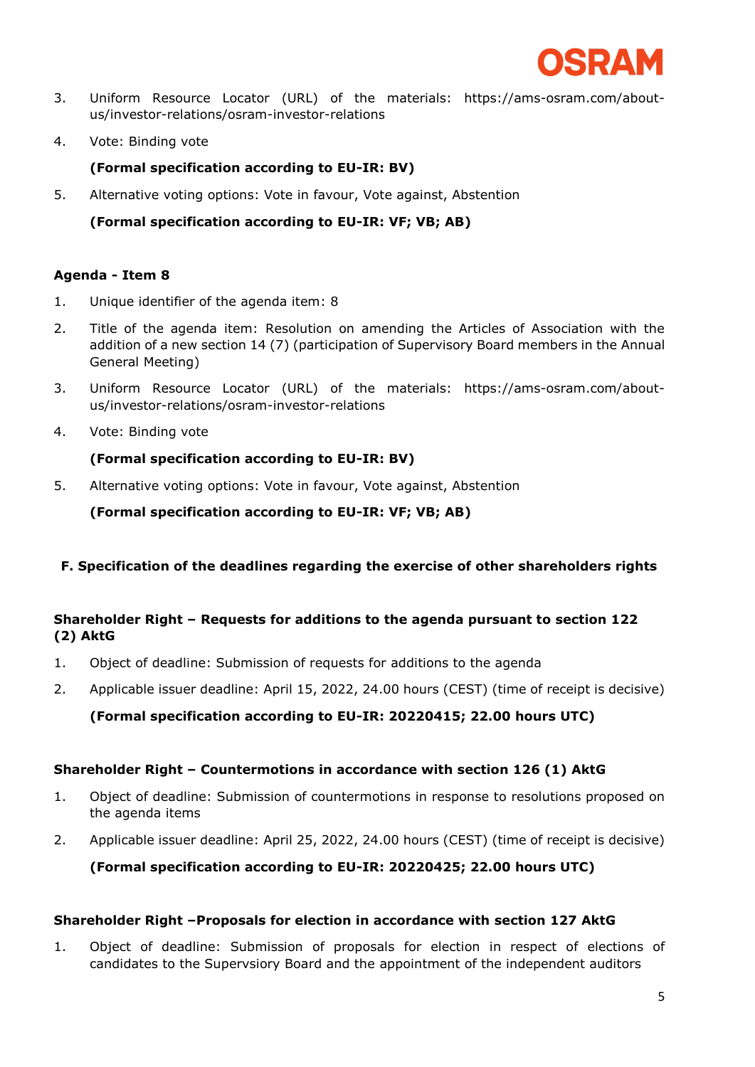3. Uniform Resource Locator (URL) of the materials: https://ams-osram.com/about-us/investor-relations/osram-investor-relations

4. Vote: Binding vote

   **(Formal specification according to EU-IR: BV)**

5. Alternative voting options: Vote in favour, Vote against, Abstention

   **(Formal specification according to EU-IR: VF; VB; AB)**

**Agenda - Item 8**

1. Unique identifier of the agenda item: 8

2. Title of the agenda item: Resolution on amending the Articles of Association with the addition of a new section 14 (7) (participation of Supervisory Board members in the Annual General Meeting)

3. Uniform Resource Locator (URL) of the materials: https://ams-osram.com/about-us/investor-relations/osram-investor-relations

4. Vote: Binding vote

   **(Formal specification according to EU-IR: BV)**

5. Alternative voting options: Vote in favour, Vote against, Abstention

   **(Formal specification according to EU-IR: VF; VB; AB)**

## F. Specification of the deadlines regarding the exercise of other shareholders rights

**Shareholder Right – Requests for additions to the agenda pursuant to section 122 (2) AktG**

1. Object of deadline: Submission of requests for additions to the agenda

2. Applicable issuer deadline: April 15, 2022, 24.00 hours (CEST) (time of receipt is decisive)

   **(Formal specification according to EU-IR: 20220415; 22.00 hours UTC)**

**Shareholder Right – Countermotions in accordance with section 126 (1) AktG**

1. Object of deadline: Submission of countermotions in response to resolutions proposed on the agenda items

2. Applicable issuer deadline: April 25, 2022, 24.00 hours (CEST) (time of receipt is decisive)

   **(Formal specification according to EU-IR: 20220425; 22.00 hours UTC)**

**Shareholder Right –Proposals for election in accordance with section 127 AktG**

1. Object of deadline: Submission of proposals for election in respect of elections of candidates to the Supervsiory Board and the appointment of the independent auditors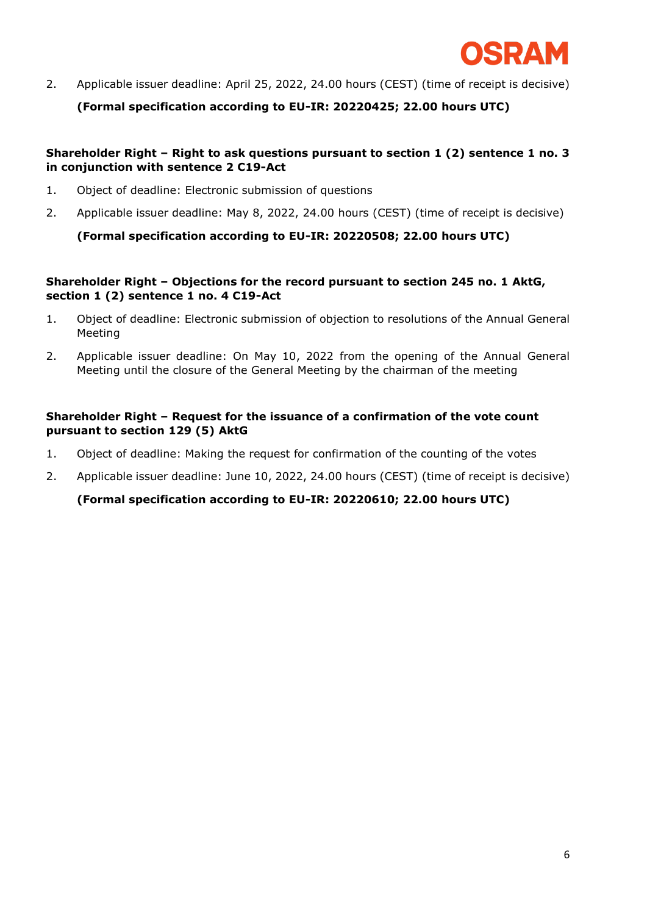2. Applicable issuer deadline: April 25, 2022, 24.00 hours (CEST) (time of receipt is decisive)

   **(Formal specification according to EU-IR: 20220425; 22.00 hours UTC)**

**Shareholder Right – Right to ask questions pursuant to section 1 (2) sentence 1 no. 3 in conjunction with sentence 2 C19-Act**

1. Object of deadline: Electronic submission of questions
2. Applicable issuer deadline: May 8, 2022, 24.00 hours (CEST) (time of receipt is decisive)

   **(Formal specification according to EU-IR: 20220508; 22.00 hours UTC)**

**Shareholder Right – Objections for the record pursuant to section 245 no. 1 AktG, section 1 (2) sentence 1 no. 4 C19-Act**

1. Object of deadline: Electronic submission of objection to resolutions of the Annual General Meeting
2. Applicable issuer deadline: On May 10, 2022 from the opening of the Annual General Meeting until the closure of the General Meeting by the chairman of the meeting

**Shareholder Right – Request for the issuance of a confirmation of the vote count pursuant to section 129 (5) AktG**

1. Object of deadline: Making the request for confirmation of the counting of the votes
2. Applicable issuer deadline: June 10, 2022, 24.00 hours (CEST) (time of receipt is decisive)

   **(Formal specification according to EU-IR: 20220610; 22.00 hours UTC)**